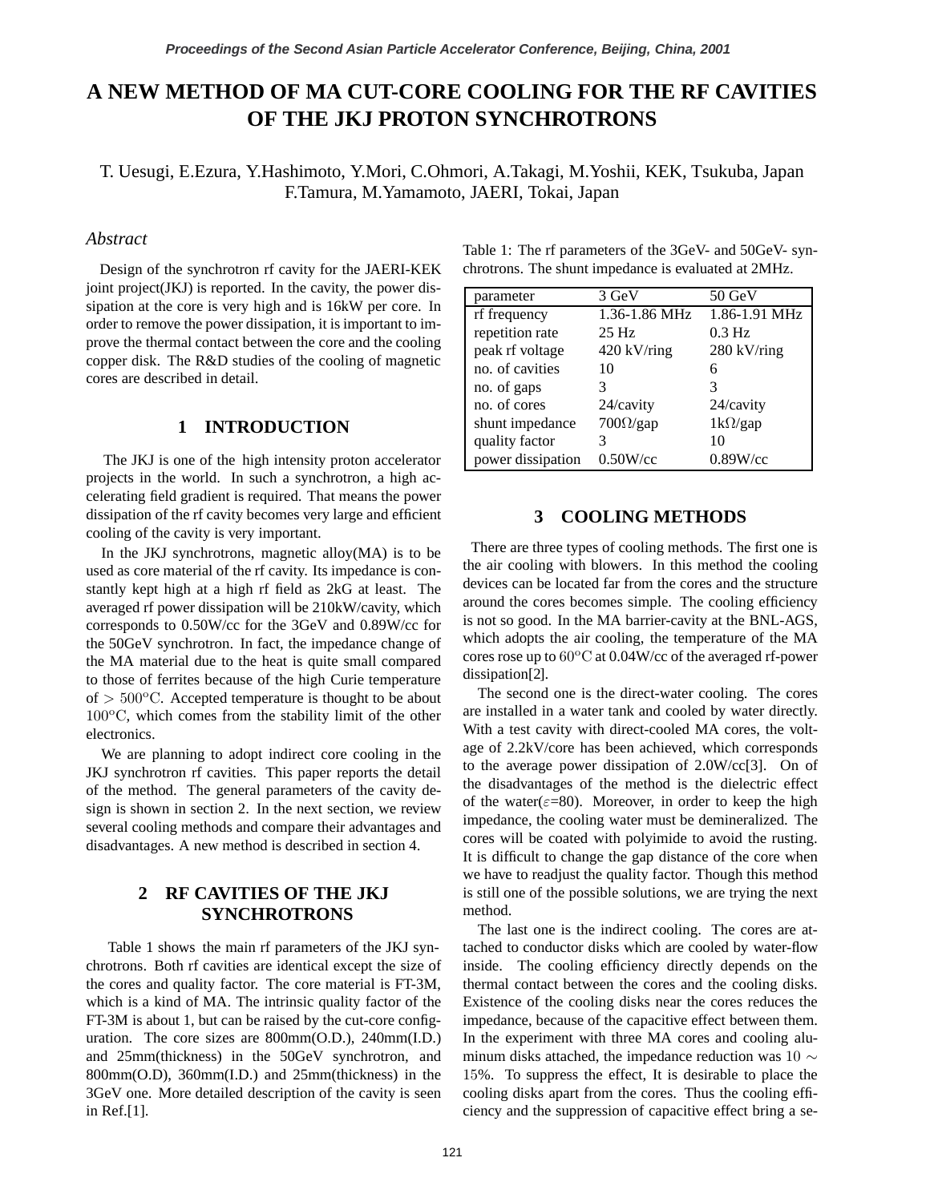# A NEW METHOD OF MA CUT-CORE COOLING FOR THE RF CAVITIES OF THE JKJ PROTON SYNCHROTRONS

T. Uesugi, E.Ezura, Y.Hashimoto, Y.Mori, C.Ohmori, A.Takagi, M.Yoshii, KEK, Tsukuba, Japan
F.Tamura, M.Yamamoto, JAERI, Tokai, Japan

### *Abstract*

Design of the synchrotron rf cavity for the JAERI-KEK joint project(JKJ) is reported. In the cavity, the power dissipation at the core is very high and is 16kW per core. In order to remove the power dissipation, it is important to improve the thermal contact between the core and the cooling copper disk. The R&D studies of the cooling of magnetic cores are described in detail.

## 1 INTRODUCTION

The JKJ is one of the high intensity proton accelerator projects in the world. In such a synchrotron, a high accelerating field gradient is required. That means the power dissipation of the rf cavity becomes very large and efficient cooling of the cavity is very important.

In the JKJ synchrotrons, magnetic alloy(MA) is to be used as core material of the rf cavity. Its impedance is constantly kept high at a high rf field as 2kG at least. The averaged rf power dissipation will be 210kW/cavity, which corresponds to 0.50W/cc for the 3GeV and 0.89W/cc for the 50GeV synchrotron. In fact, the impedance change of the MA material due to the heat is quite small compared to those of ferrites because of the high Curie temperature of $> 500^o\mathrm{C}$. Accepted temperature is thought to be about $100^o\mathrm{C}$, which comes from the stability limit of the other electronics.

We are planning to adopt indirect core cooling in the JKJ synchrotron rf cavities. This paper reports the detail of the method. The general parameters of the cavity design is shown in section 2. In the next section, we review several cooling methods and compare their advantages and disadvantages. A new method is described in section 4.

## 2 RF CAVITIES OF THE JKJ SYNCHROTRONS

Table 1 shows the main rf parameters of the JKJ synchrotrons. Both rf cavities are identical except the size of the cores and quality factor. The core material is FT-3M, which is a kind of MA. The intrinsic quality factor of the FT-3M is about 1, but can be raised by the cut-core configuration. The core sizes are 800mm(O.D.), 240mm(I.D.) and 25mm(thickness) in the 50GeV synchrotron, and 800mm(O.D), 360mm(I.D.) and 25mm(thickness) in the 3GeV one. More detailed description of the cavity is seen in Ref.[1].

Table 1: The rf parameters of the 3GeV- and 50GeV- synchrotrons. The shunt impedance is evaluated at 2MHz.

| parameter | 3 GeV | 50 GeV |
|---|---|---|
| rf frequency | 1.36-1.86 MHz | 1.86-1.91 MHz |
| repetition rate | 25 Hz | 0.3 Hz |
| peak rf voltage | 420 kV/ring | 280 kV/ring |
| no. of cavities | 10 | 6 |
| no. of gaps | 3 | 3 |
| no. of cores | 24/cavity | 24/cavity |
| shunt impedance | 700Ω/gap | 1kΩ/gap |
| quality factor | 3 | 10 |
| power dissipation | 0.50W/cc | 0.89W/cc |

## 3 COOLING METHODS

There are three types of cooling methods. The first one is the air cooling with blowers. In this method the cooling devices can be located far from the cores and the structure around the cores becomes simple. The cooling efficiency is not so good. In the MA barrier-cavity at the BNL-AGS, which adopts the air cooling, the temperature of the MA cores rose up to $60^o\mathrm{C}$ at 0.04W/cc of the averaged rf-power dissipation[2].

The second one is the direct-water cooling. The cores are installed in a water tank and cooled by water directly. With a test cavity with direct-cooled MA cores, the voltage of 2.2kV/core has been achieved, which corresponds to the average power dissipation of 2.0W/cc[3]. On of the disadvantages of the method is the dielectric effect of the water($\varepsilon$=80). Moreover, in order to keep the high impedance, the cooling water must be demineralized. The cores will be coated with polyimide to avoid the rusting. It is difficult to change the gap distance of the core when we have to readjust the quality factor. Though this method is still one of the possible solutions, we are trying the next method.

The last one is the indirect cooling. The cores are attached to conductor disks which are cooled by water-flow inside. The cooling efficiency directly depends on the thermal contact between the cores and the cooling disks. Existence of the cooling disks near the cores reduces the impedance, because of the capacitive effect between them. In the experiment with three MA cores and cooling aluminum disks attached, the impedance reduction was $10 \sim 15\%$. To suppress the effect, It is desirable to place the cooling disks apart from the cores. Thus the cooling efficiency and the suppression of capacitive effect bring a se-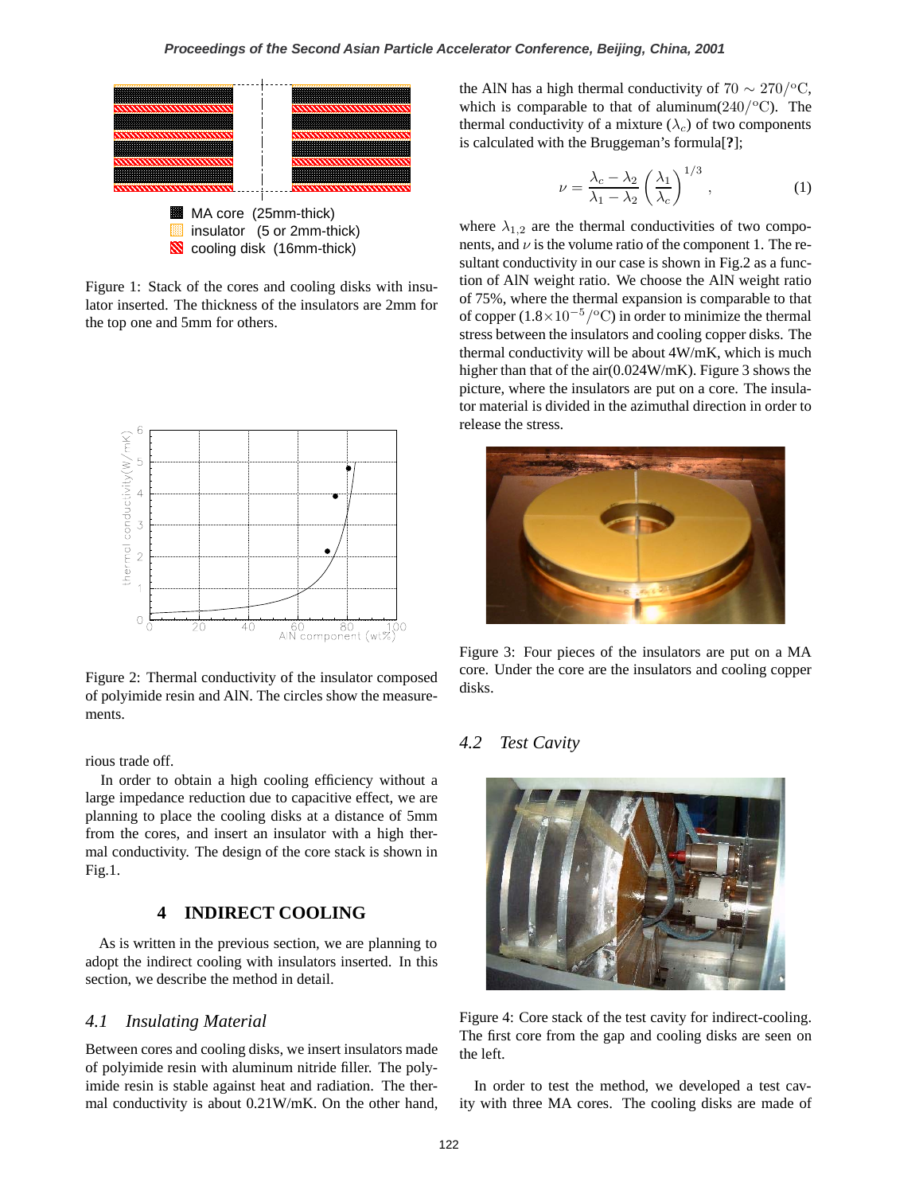Figure 1: Stack of the cores and cooling disks with insulator inserted. The thickness of the insulators are 2mm for the top one and 5mm for others.

Figure 2: Thermal conductivity of the insulator composed of polyimide resin and AlN. The circles show the measurements.

rious trade off.

In order to obtain a high cooling efficiency without a large impedance reduction due to capacitive effect, we are planning to place the cooling disks at a distance of 5mm from the cores, and insert an insulator with a high thermal conductivity. The design of the core stack is shown in Fig.1.

## 4 INDIRECT COOLING

As is written in the previous section, we are planning to adopt the indirect cooling with insulators inserted. In this section, we describe the method in detail.

### 4.1 Insulating Material

Between cores and cooling disks, we insert insulators made of polyimide resin with aluminum nitride filler. The polyimide resin is stable against heat and radiation. The thermal conductivity is about 0.21W/mK. On the other hand, the AlN has a high thermal conductivity of $70 \sim 270/^{o}\mathrm{C}$, which is comparable to that of aluminum($240/^{o}\mathrm{C}$). The thermal conductivity of a mixture ($\lambda_c$) of two components is calculated with the Bruggeman's formula[**?**];

$$\nu = \frac{\lambda_c - \lambda_2}{\lambda_1 - \lambda_2}\left(\frac{\lambda_1}{\lambda_c}\right)^{1/3}, \qquad (1)$$

where $\lambda_{1,2}$ are the thermal conductivities of two components, and $\nu$ is the volume ratio of the component 1. The resultant conductivity in our case is shown in Fig.2 as a function of AlN weight ratio. We choose the AlN weight ratio of 75%, where the thermal expansion is comparable to that of copper ($1.8\times10^{-5}/^{o}\mathrm{C}$) in order to minimize the thermal stress between the insulators and cooling copper disks. The thermal conductivity will be about 4W/mK, which is much higher than that of the air(0.024W/mK). Figure 3 shows the picture, where the insulators are put on a core. The insulator material is divided in the azimuthal direction in order to release the stress.

Figure 3: Four pieces of the insulators are put on a MA core. Under the core are the insulators and cooling copper disks.

### 4.2 Test Cavity

Figure 4: Core stack of the test cavity for indirect-cooling. The first core from the gap and cooling disks are seen on the left.

In order to test the method, we developed a test cavity with three MA cores. The cooling disks are made of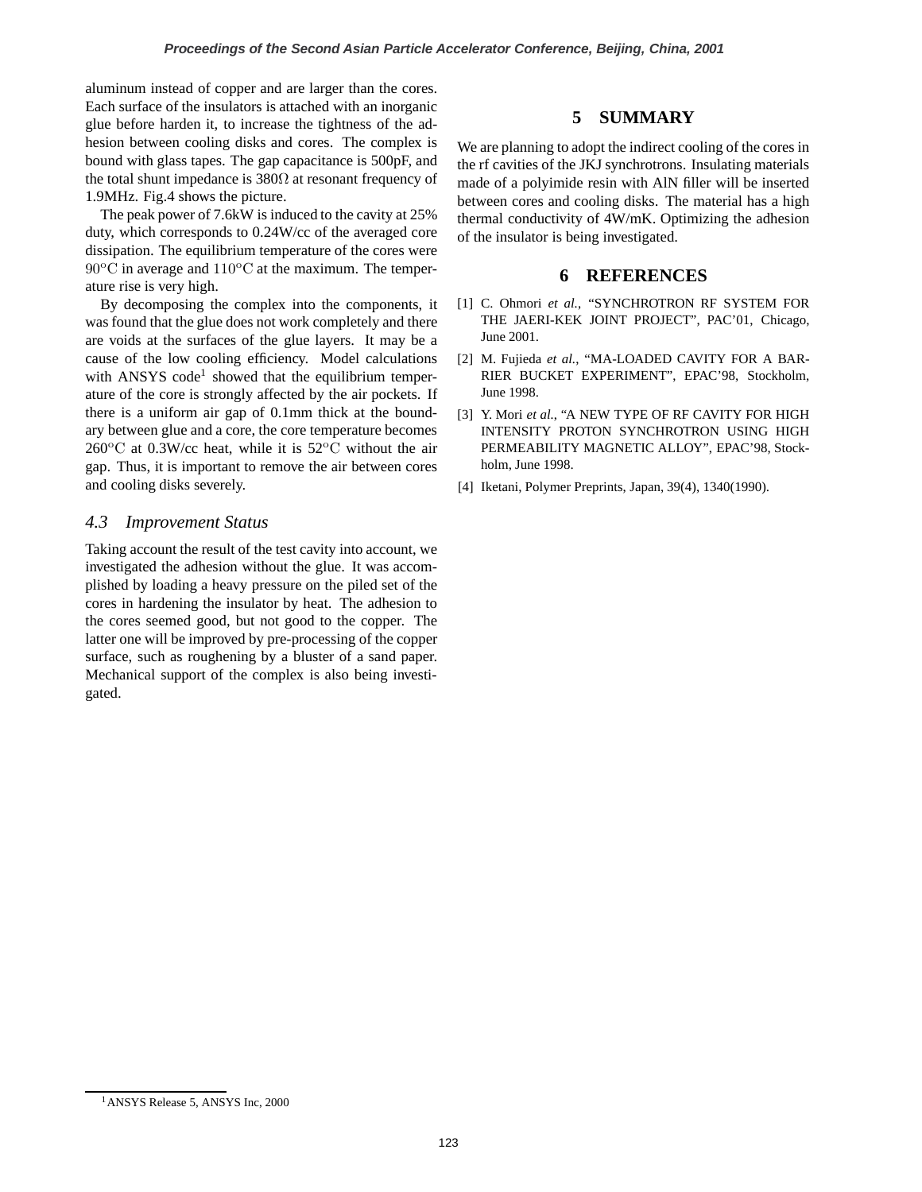aluminum instead of copper and are larger than the cores. Each surface of the insulators is attached with an inorganic glue before harden it, to increase the tightness of the adhesion between cooling disks and cores. The complex is bound with glass tapes. The gap capacitance is 500pF, and the total shunt impedance is 380Ω at resonant frequency of 1.9MHz. Fig.4 shows the picture.

The peak power of 7.6kW is induced to the cavity at 25% duty, which corresponds to 0.24W/cc of the averaged core dissipation. The equilibrium temperature of the cores were $90^o$C in average and $110^o$C at the maximum. The temperature rise is very high.

By decomposing the complex into the components, it was found that the glue does not work completely and there are voids at the surfaces of the glue layers. It may be a cause of the low cooling efficiency. Model calculations with ANSYS code[1] showed that the equilibrium temperature of the core is strongly affected by the air pockets. If there is a uniform air gap of 0.1mm thick at the boundary between glue and a core, the core temperature becomes $260^o$C at 0.3W/cc heat, while it is $52^o$C without the air gap. Thus, it is important to remove the air between cores and cooling disks severely.

### 4.3 Improvement Status

Taking account the result of the test cavity into account, we investigated the adhesion without the glue. It was accomplished by loading a heavy pressure on the piled set of the cores in hardening the insulator by heat. The adhesion to the cores seemed good, but not good to the copper. The latter one will be improved by pre-processing of the copper surface, such as roughening by a bluster of a sand paper. Mechanical support of the complex is also being investigated.

## 5 SUMMARY

We are planning to adopt the indirect cooling of the cores in the rf cavities of the JKJ synchrotrons. Insulating materials made of a polyimide resin with AlN filler will be inserted between cores and cooling disks. The material has a high thermal conductivity of 4W/mK. Optimizing the adhesion of the insulator is being investigated.

## 6 REFERENCES

[1] C. Ohmori *et al.*, "SYNCHROTRON RF SYSTEM FOR THE JAERI-KEK JOINT PROJECT", PAC'01, Chicago, June 2001.

[2] M. Fujieda *et al.*, "MA-LOADED CAVITY FOR A BARRIER BUCKET EXPERIMENT", EPAC'98, Stockholm, June 1998.

[3] Y. Mori *et al.*, "A NEW TYPE OF RF CAVITY FOR HIGH INTENSITY PROTON SYNCHROTRON USING HIGH PERMEABILITY MAGNETIC ALLOY", EPAC'98, Stockholm, June 1998.

[4] Iketani, Polymer Preprints, Japan, 39(4), 1340(1990).

[1] ANSYS Release 5, ANSYS Inc, 2000